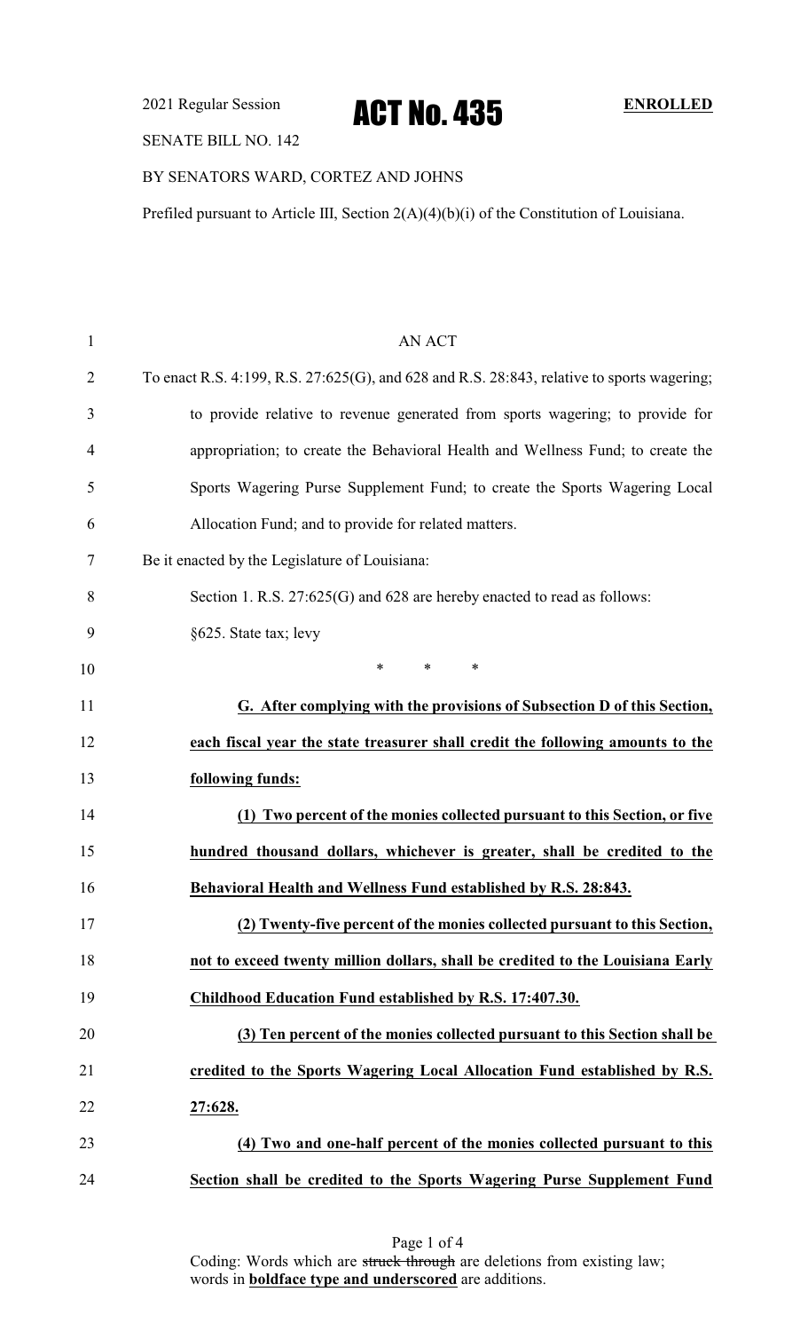2021 Regular Session

# ACT No. 435

**ENROLLED**

SENATE BILL NO. 142

BY SENATORS WARD, CORTEZ AND JOHNS

Prefiled pursuant to Article III, Section 2(A)(4)(b)(i) of the Constitution of Louisiana.

AN ACT

To enact R.S. 4:199, R.S. 27:625(G), and 628 and R.S. 28:843, relative to sports wagering; to provide relative to revenue generated from sports wagering; to provide for appropriation; to create the Behavioral Health and Wellness Fund; to create the Sports Wagering Purse Supplement Fund; to create the Sports Wagering Local Allocation Fund; and to provide for related matters.

Be it enacted by the Legislature of Louisiana:

Section 1. R.S. 27:625(G) and 628 are hereby enacted to read as follows:

§625. State tax; levy

\* \* \*

**G. After complying with the provisions of Subsection D of this Section, each fiscal year the state treasurer shall credit the following amounts to the following funds:**

**(1) Two percent of the monies collected pursuant to this Section, or five hundred thousand dollars, whichever is greater, shall be credited to the Behavioral Health and Wellness Fund established by R.S. 28:843.**

**(2) Twenty-five percent of the monies collected pursuant to this Section, not to exceed twenty million dollars, shall be credited to the Louisiana Early Childhood Education Fund established by R.S. 17:407.30.**

**(3) Ten percent of the monies collected pursuant to this Section shall be credited to the Sports Wagering Local Allocation Fund established by R.S. 27:628.**

**(4) Two and one-half percent of the monies collected pursuant to this Section shall be credited to the Sports Wagering Purse Supplement Fund**

Coding: Words which are ~~struck through~~ are deletions from existing law; words in **boldface type and underscored** are additions.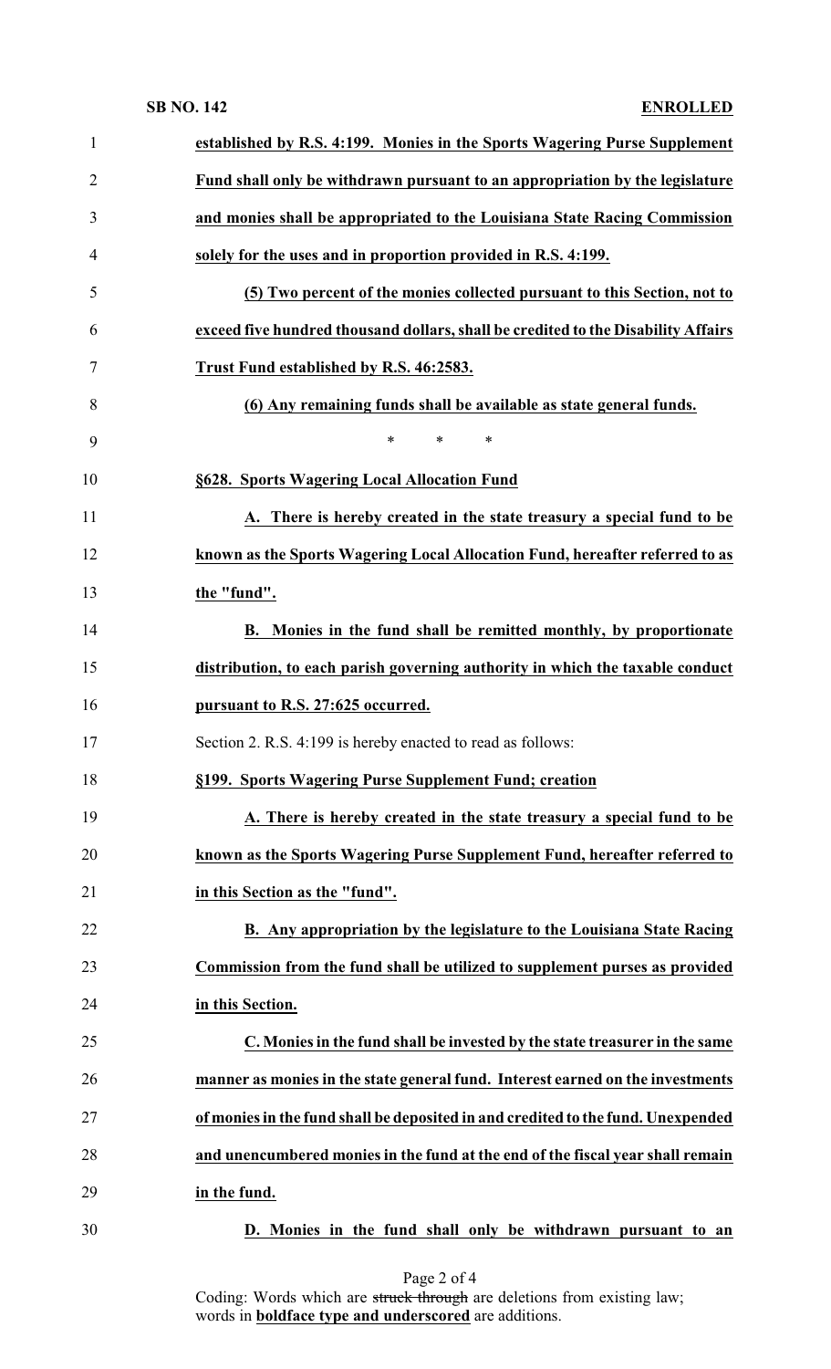**established by R.S. 4:199. Monies in the Sports Wagering Purse Supplement Fund shall only be withdrawn pursuant to an appropriation by the legislature and monies shall be appropriated to the Louisiana State Racing Commission solely for the uses and in proportion provided in R.S. 4:199.**

**(5) Two percent of the monies collected pursuant to this Section, not to exceed five hundred thousand dollars, shall be credited to the Disability Affairs Trust Fund established by R.S. 46:2583.**

**(6) Any remaining funds shall be available as state general funds.**

\* \* \*

**§628. Sports Wagering Local Allocation Fund**

**A. There is hereby created in the state treasury a special fund to be known as the Sports Wagering Local Allocation Fund, hereafter referred to as the "fund".**

**B. Monies in the fund shall be remitted monthly, by proportionate distribution, to each parish governing authority in which the taxable conduct pursuant to R.S. 27:625 occurred.**

Section 2. R.S. 4:199 is hereby enacted to read as follows:

**§199. Sports Wagering Purse Supplement Fund; creation**

**A. There is hereby created in the state treasury a special fund to be known as the Sports Wagering Purse Supplement Fund, hereafter referred to in this Section as the "fund".**

**B. Any appropriation by the legislature to the Louisiana State Racing Commission from the fund shall be utilized to supplement purses as provided in this Section.**

**C. Monies in the fund shall be invested by the state treasurer in the same manner as monies in the state general fund. Interest earned on the investments of monies in the fund shall be deposited in and credited to the fund. Unexpended and unencumbered monies in the fund at the end of the fiscal year shall remain in the fund.**

**D. Monies in the fund shall only be withdrawn pursuant to an**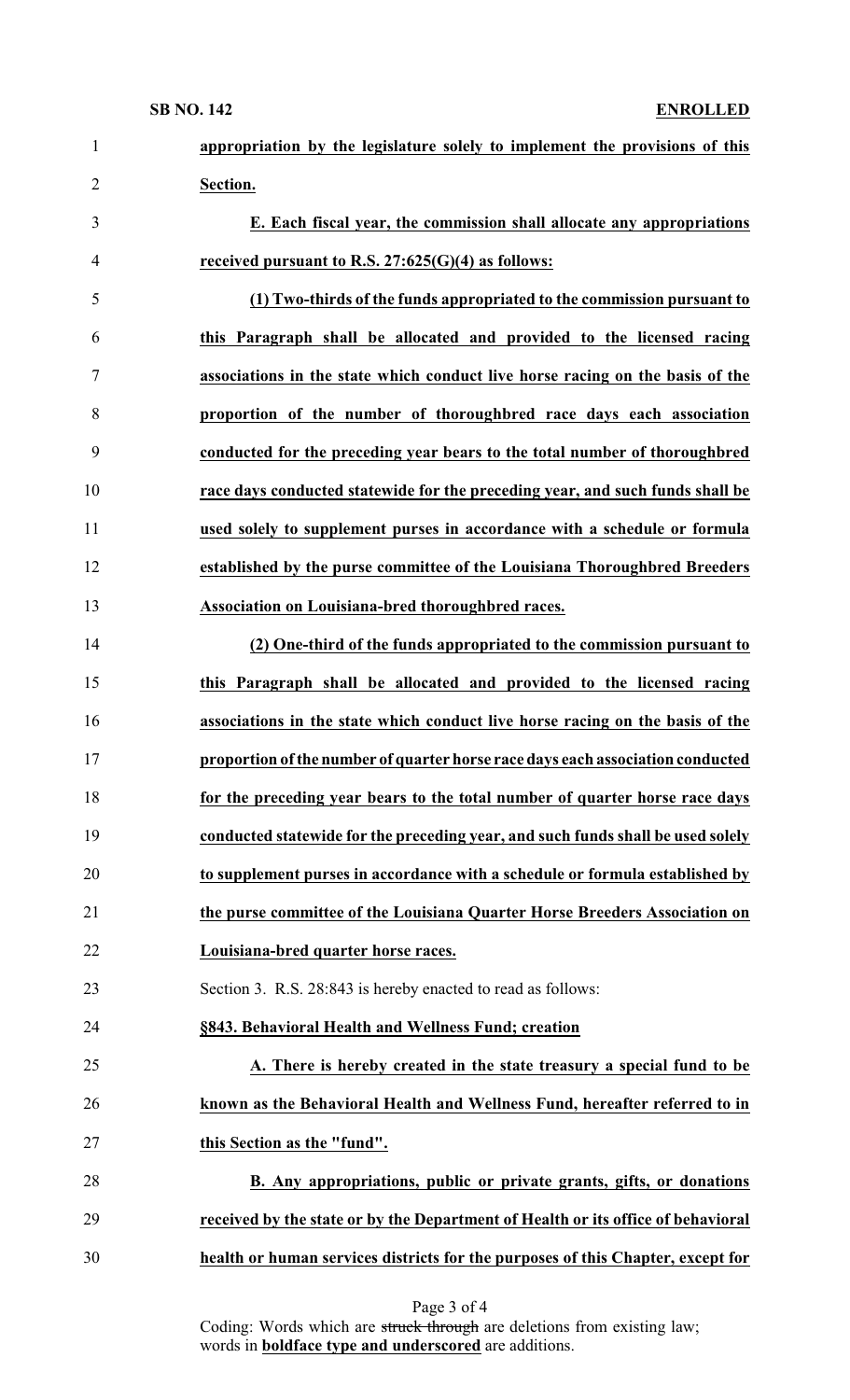**appropriation by the legislature solely to implement the provisions of this Section.**

**E. Each fiscal year, the commission shall allocate any appropriations received pursuant to R.S. 27:625(G)(4) as follows:**

**(1) Two-thirds of the funds appropriated to the commission pursuant to this Paragraph shall be allocated and provided to the licensed racing associations in the state which conduct live horse racing on the basis of the proportion of the number of thoroughbred race days each association conducted for the preceding year bears to the total number of thoroughbred race days conducted statewide for the preceding year, and such funds shall be used solely to supplement purses in accordance with a schedule or formula established by the purse committee of the Louisiana Thoroughbred Breeders Association on Louisiana-bred thoroughbred races.**

**(2) One-third of the funds appropriated to the commission pursuant to this Paragraph shall be allocated and provided to the licensed racing associations in the state which conduct live horse racing on the basis of the proportion of the number of quarter horse race days each association conducted for the preceding year bears to the total number of quarter horse race days conducted statewide for the preceding year, and such funds shall be used solely to supplement purses in accordance with a schedule or formula established by the purse committee of the Louisiana Quarter Horse Breeders Association on Louisiana-bred quarter horse races.**

Section 3. R.S. 28:843 is hereby enacted to read as follows:

**§843. Behavioral Health and Wellness Fund; creation**

**A. There is hereby created in the state treasury a special fund to be known as the Behavioral Health and Wellness Fund, hereafter referred to in this Section as the "fund".**

**B. Any appropriations, public or private grants, gifts, or donations received by the state or by the Department of Health or its office of behavioral health or human services districts for the purposes of this Chapter, except for**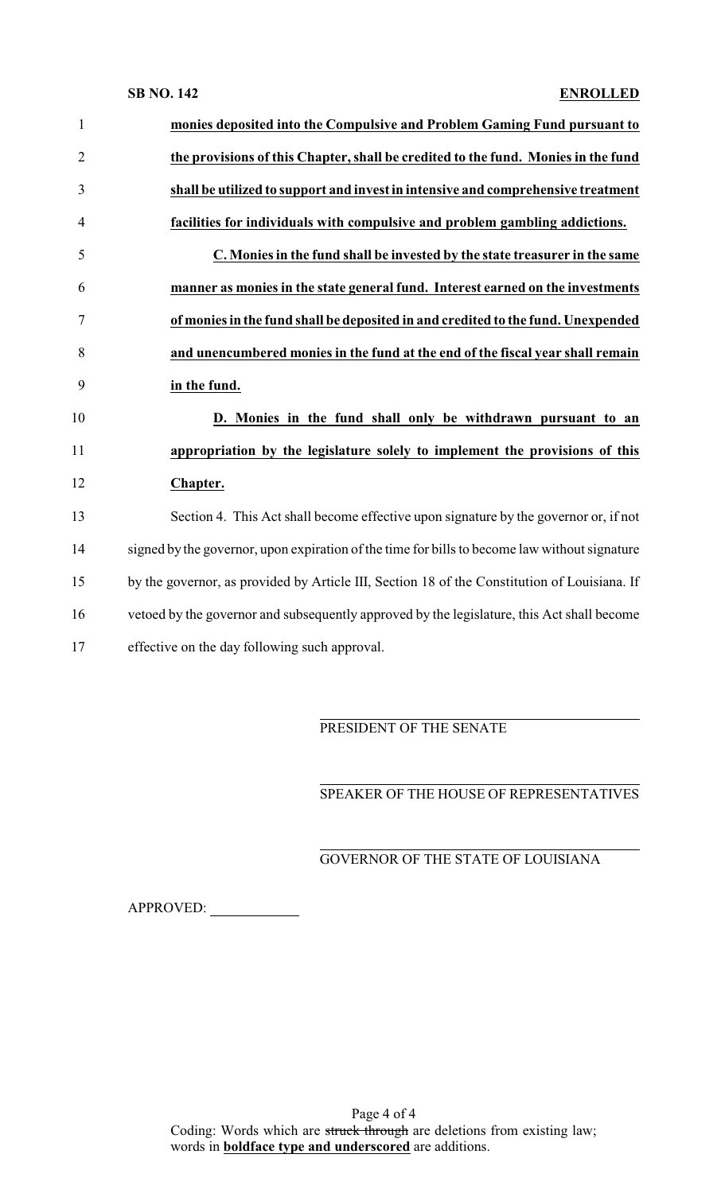**monies deposited into the Compulsive and Problem Gaming Fund pursuant to the provisions of this Chapter, shall be credited to the fund. Monies in the fund shall be utilized to support and invest in intensive and comprehensive treatment facilities for individuals with compulsive and problem gambling addictions.**

**C. Monies in the fund shall be invested by the state treasurer in the same manner as monies in the state general fund. Interest earned on the investments of monies in the fund shall be deposited in and credited to the fund. Unexpended and unencumbered monies in the fund at the end of the fiscal year shall remain in the fund.**

**D. Monies in the fund shall only be withdrawn pursuant to an appropriation by the legislature solely to implement the provisions of this Chapter.**

Section 4. This Act shall become effective upon signature by the governor or, if not signed by the governor, upon expiration of the time for bills to become law without signature by the governor, as provided by Article III, Section 18 of the Constitution of Louisiana. If vetoed by the governor and subsequently approved by the legislature, this Act shall become effective on the day following such approval.

PRESIDENT OF THE SENATE

SPEAKER OF THE HOUSE OF REPRESENTATIVES

GOVERNOR OF THE STATE OF LOUISIANA

APPROVED: \_\_\_\_\_\_\_\_\_\_\_\_

Coding: Words which are ~~struck through~~ are deletions from existing law; words in **boldface type and underscored** are additions.